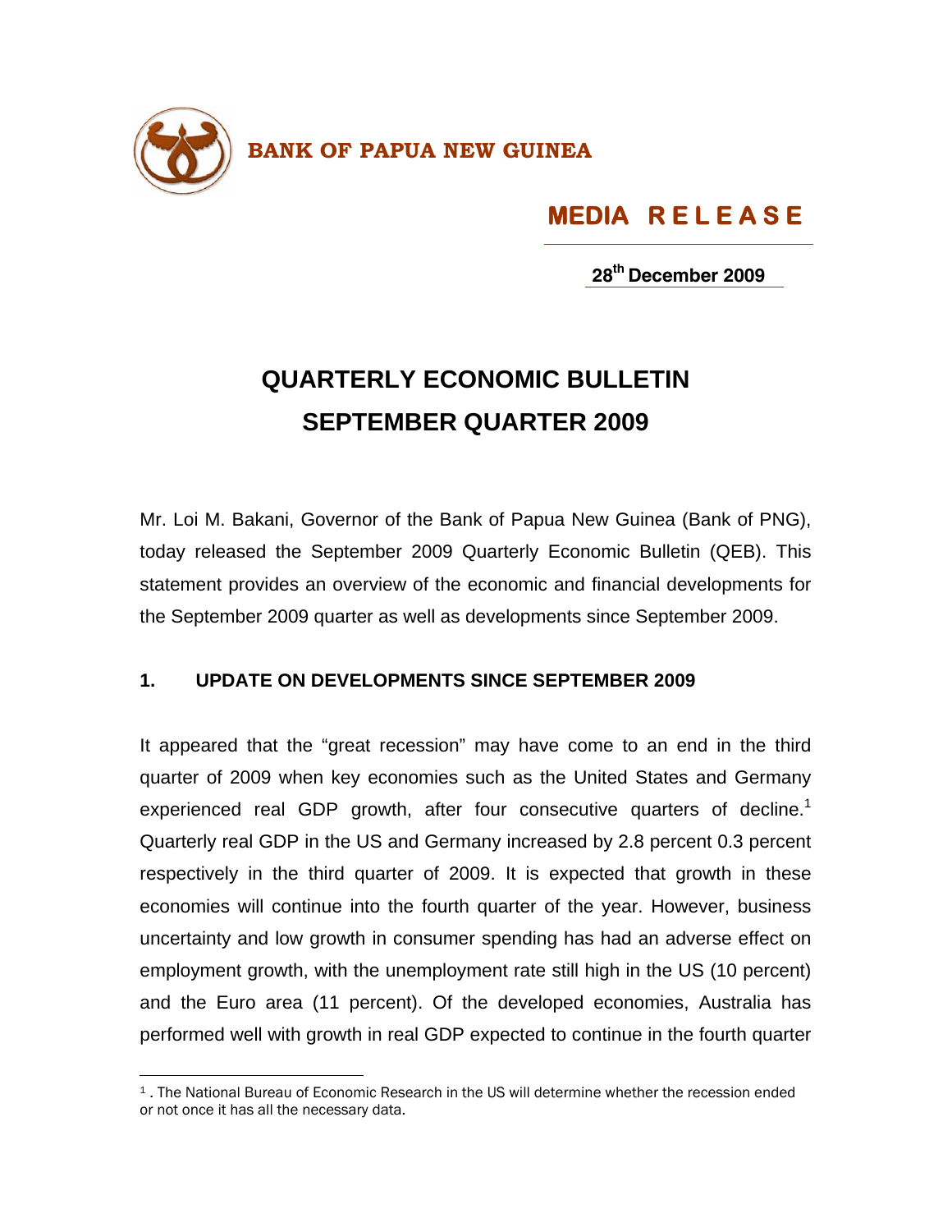**BANK OF PAPUA NEW GUINEA**

**MEDIA RELEASE**

**28th December 2009**

# QUARTERLY ECONOMIC BULLETIN SEPTEMBER QUARTER 2009

Mr. Loi M. Bakani, Governor of the Bank of Papua New Guinea (Bank of PNG), today released the September 2009 Quarterly Economic Bulletin (QEB). This statement provides an overview of the economic and financial developments for the September 2009 quarter as well as developments since September 2009.

## 1. UPDATE ON DEVELOPMENTS SINCE SEPTEMBER 2009

It appeared that the "great recession" may have come to an end in the third quarter of 2009 when key economies such as the United States and Germany experienced real GDP growth, after four consecutive quarters of decline.[1] Quarterly real GDP in the US and Germany increased by 2.8 percent 0.3 percent respectively in the third quarter of 2009. It is expected that growth in these economies will continue into the fourth quarter of the year. However, business uncertainty and low growth in consumer spending has had an adverse effect on employment growth, with the unemployment rate still high in the US (10 percent) and the Euro area (11 percent). Of the developed economies, Australia has performed well with growth in real GDP expected to continue in the fourth quarter

---

[1] . The National Bureau of Economic Research in the US will determine whether the recession ended or not once it has all the necessary data.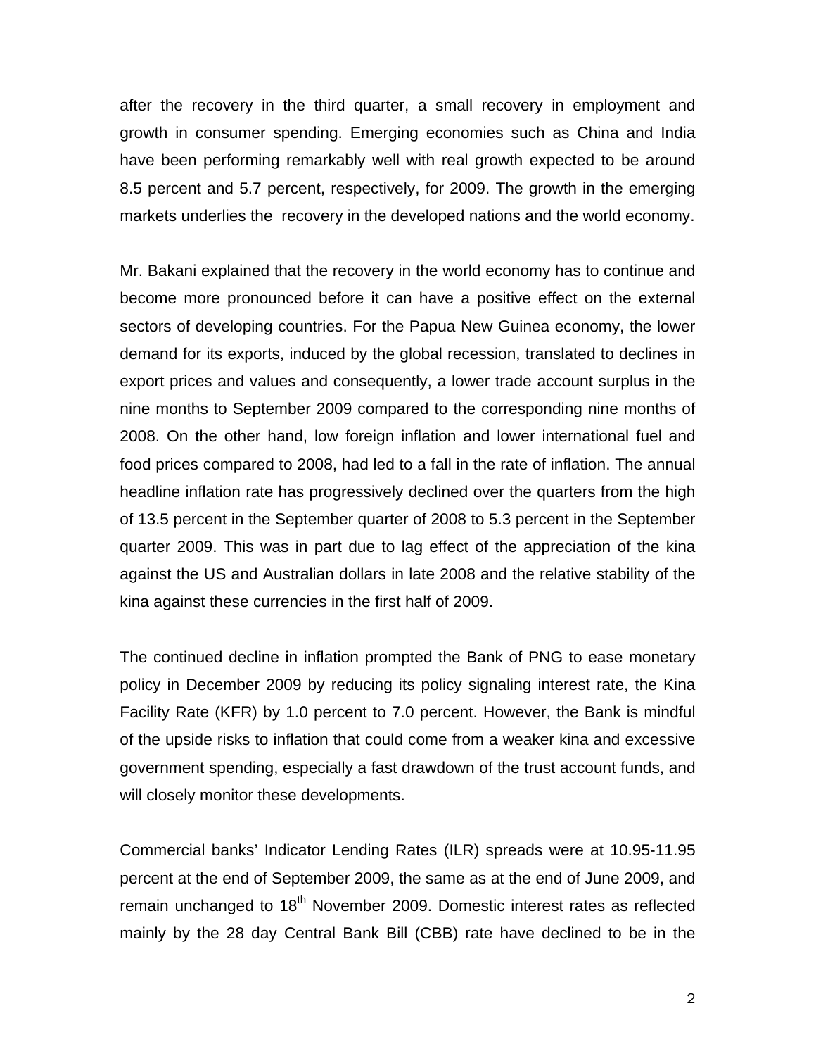after the recovery in the third quarter, a small recovery in employment and growth in consumer spending. Emerging economies such as China and India have been performing remarkably well with real growth expected to be around 8.5 percent and 5.7 percent, respectively, for 2009. The growth in the emerging markets underlies the recovery in the developed nations and the world economy.

Mr. Bakani explained that the recovery in the world economy has to continue and become more pronounced before it can have a positive effect on the external sectors of developing countries. For the Papua New Guinea economy, the lower demand for its exports, induced by the global recession, translated to declines in export prices and values and consequently, a lower trade account surplus in the nine months to September 2009 compared to the corresponding nine months of 2008. On the other hand, low foreign inflation and lower international fuel and food prices compared to 2008, had led to a fall in the rate of inflation. The annual headline inflation rate has progressively declined over the quarters from the high of 13.5 percent in the September quarter of 2008 to 5.3 percent in the September quarter 2009. This was in part due to lag effect of the appreciation of the kina against the US and Australian dollars in late 2008 and the relative stability of the kina against these currencies in the first half of 2009.

The continued decline in inflation prompted the Bank of PNG to ease monetary policy in December 2009 by reducing its policy signaling interest rate, the Kina Facility Rate (KFR) by 1.0 percent to 7.0 percent. However, the Bank is mindful of the upside risks to inflation that could come from a weaker kina and excessive government spending, especially a fast drawdown of the trust account funds, and will closely monitor these developments.

Commercial banks' Indicator Lending Rates (ILR) spreads were at 10.95-11.95 percent at the end of September 2009, the same as at the end of June 2009, and remain unchanged to 18th November 2009. Domestic interest rates as reflected mainly by the 28 day Central Bank Bill (CBB) rate have declined to be in the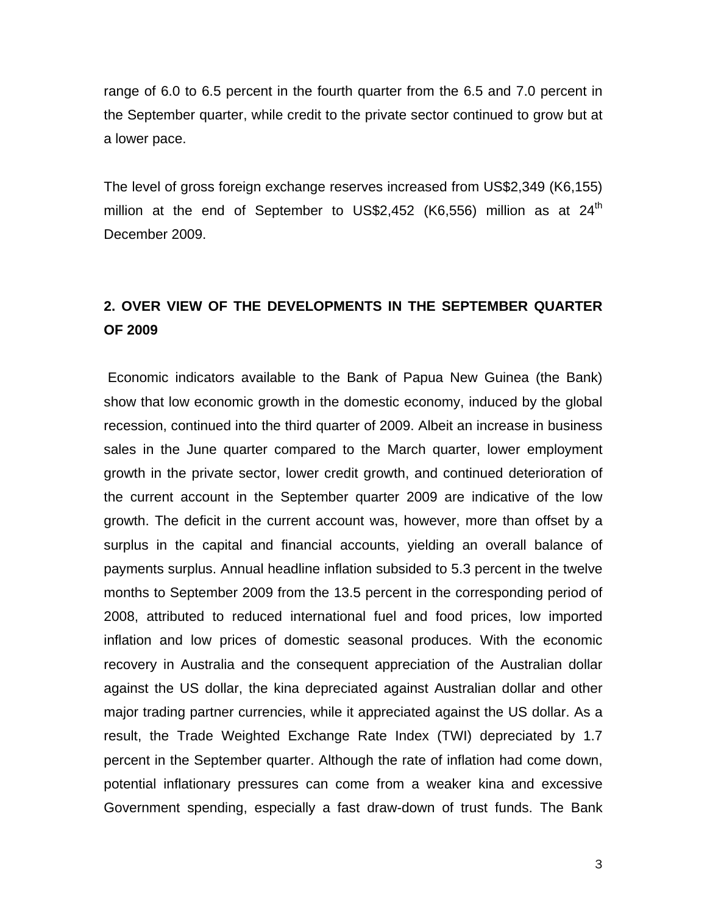range of 6.0 to 6.5 percent in the fourth quarter from the 6.5 and 7.0 percent in the September quarter, while credit to the private sector continued to grow but at a lower pace.

The level of gross foreign exchange reserves increased from US$2,349 (K6,155) million at the end of September to US$2,452 (K6,556) million as at 24th December 2009.

## 2. OVER VIEW OF THE DEVELOPMENTS IN THE SEPTEMBER QUARTER OF 2009

Economic indicators available to the Bank of Papua New Guinea (the Bank) show that low economic growth in the domestic economy, induced by the global recession, continued into the third quarter of 2009. Albeit an increase in business sales in the June quarter compared to the March quarter, lower employment growth in the private sector, lower credit growth, and continued deterioration of the current account in the September quarter 2009 are indicative of the low growth. The deficit in the current account was, however, more than offset by a surplus in the capital and financial accounts, yielding an overall balance of payments surplus. Annual headline inflation subsided to 5.3 percent in the twelve months to September 2009 from the 13.5 percent in the corresponding period of 2008, attributed to reduced international fuel and food prices, low imported inflation and low prices of domestic seasonal produces. With the economic recovery in Australia and the consequent appreciation of the Australian dollar against the US dollar, the kina depreciated against Australian dollar and other major trading partner currencies, while it appreciated against the US dollar. As a result, the Trade Weighted Exchange Rate Index (TWI) depreciated by 1.7 percent in the September quarter. Although the rate of inflation had come down, potential inflationary pressures can come from a weaker kina and excessive Government spending, especially a fast draw-down of trust funds. The Bank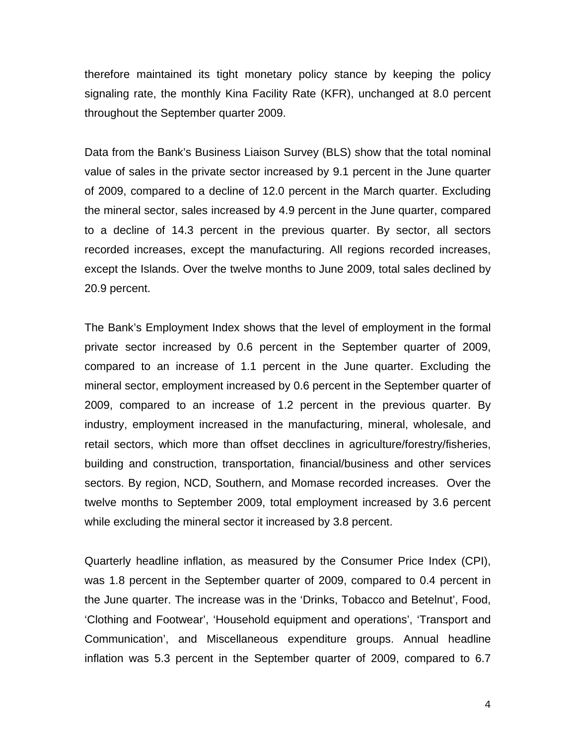therefore maintained its tight monetary policy stance by keeping the policy signaling rate, the monthly Kina Facility Rate (KFR), unchanged at 8.0 percent throughout the September quarter 2009.

Data from the Bank's Business Liaison Survey (BLS) show that the total nominal value of sales in the private sector increased by 9.1 percent in the June quarter of 2009, compared to a decline of 12.0 percent in the March quarter. Excluding the mineral sector, sales increased by 4.9 percent in the June quarter, compared to a decline of 14.3 percent in the previous quarter. By sector, all sectors recorded increases, except the manufacturing. All regions recorded increases, except the Islands. Over the twelve months to June 2009, total sales declined by 20.9 percent.

The Bank's Employment Index shows that the level of employment in the formal private sector increased by 0.6 percent in the September quarter of 2009, compared to an increase of 1.1 percent in the June quarter. Excluding the mineral sector, employment increased by 0.6 percent in the September quarter of 2009, compared to an increase of 1.2 percent in the previous quarter. By industry, employment increased in the manufacturing, mineral, wholesale, and retail sectors, which more than offset decclines in agriculture/forestry/fisheries, building and construction, transportation, financial/business and other services sectors. By region, NCD, Southern, and Momase recorded increases. Over the twelve months to September 2009, total employment increased by 3.6 percent while excluding the mineral sector it increased by 3.8 percent.

Quarterly headline inflation, as measured by the Consumer Price Index (CPI), was 1.8 percent in the September quarter of 2009, compared to 0.4 percent in the June quarter. The increase was in the 'Drinks, Tobacco and Betelnut', Food, 'Clothing and Footwear', 'Household equipment and operations', 'Transport and Communication', and Miscellaneous expenditure groups. Annual headline inflation was 5.3 percent in the September quarter of 2009, compared to 6.7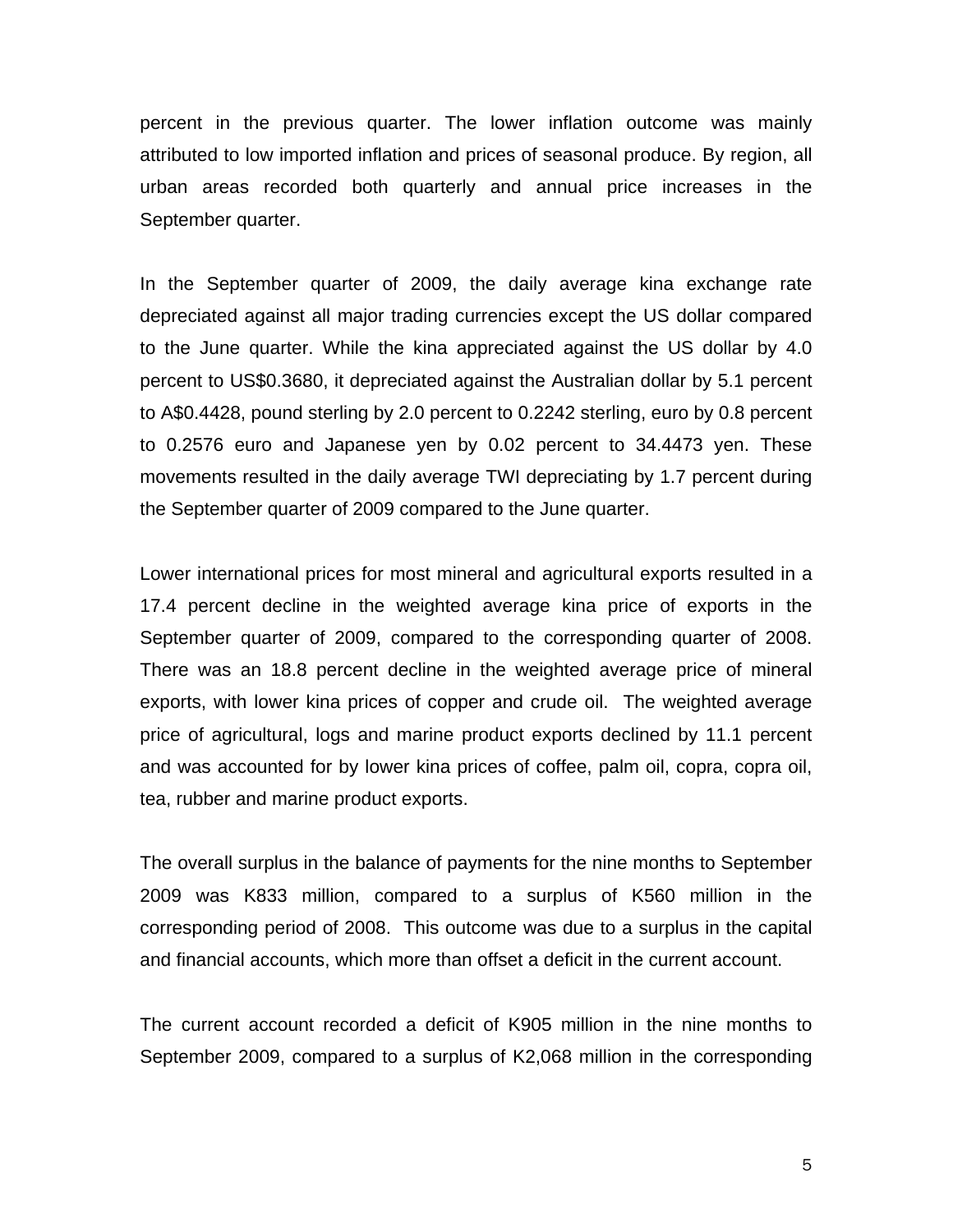percent in the previous quarter. The lower inflation outcome was mainly attributed to low imported inflation and prices of seasonal produce. By region, all urban areas recorded both quarterly and annual price increases in the September quarter.

In the September quarter of 2009, the daily average kina exchange rate depreciated against all major trading currencies except the US dollar compared to the June quarter. While the kina appreciated against the US dollar by 4.0 percent to US$0.3680, it depreciated against the Australian dollar by 5.1 percent to A$0.4428, pound sterling by 2.0 percent to 0.2242 sterling, euro by 0.8 percent to 0.2576 euro and Japanese yen by 0.02 percent to 34.4473 yen. These movements resulted in the daily average TWI depreciating by 1.7 percent during the September quarter of 2009 compared to the June quarter.

Lower international prices for most mineral and agricultural exports resulted in a 17.4 percent decline in the weighted average kina price of exports in the September quarter of 2009, compared to the corresponding quarter of 2008. There was an 18.8 percent decline in the weighted average price of mineral exports, with lower kina prices of copper and crude oil. The weighted average price of agricultural, logs and marine product exports declined by 11.1 percent and was accounted for by lower kina prices of coffee, palm oil, copra, copra oil, tea, rubber and marine product exports.

The overall surplus in the balance of payments for the nine months to September 2009 was K833 million, compared to a surplus of K560 million in the corresponding period of 2008. This outcome was due to a surplus in the capital and financial accounts, which more than offset a deficit in the current account.

The current account recorded a deficit of K905 million in the nine months to September 2009, compared to a surplus of K2,068 million in the corresponding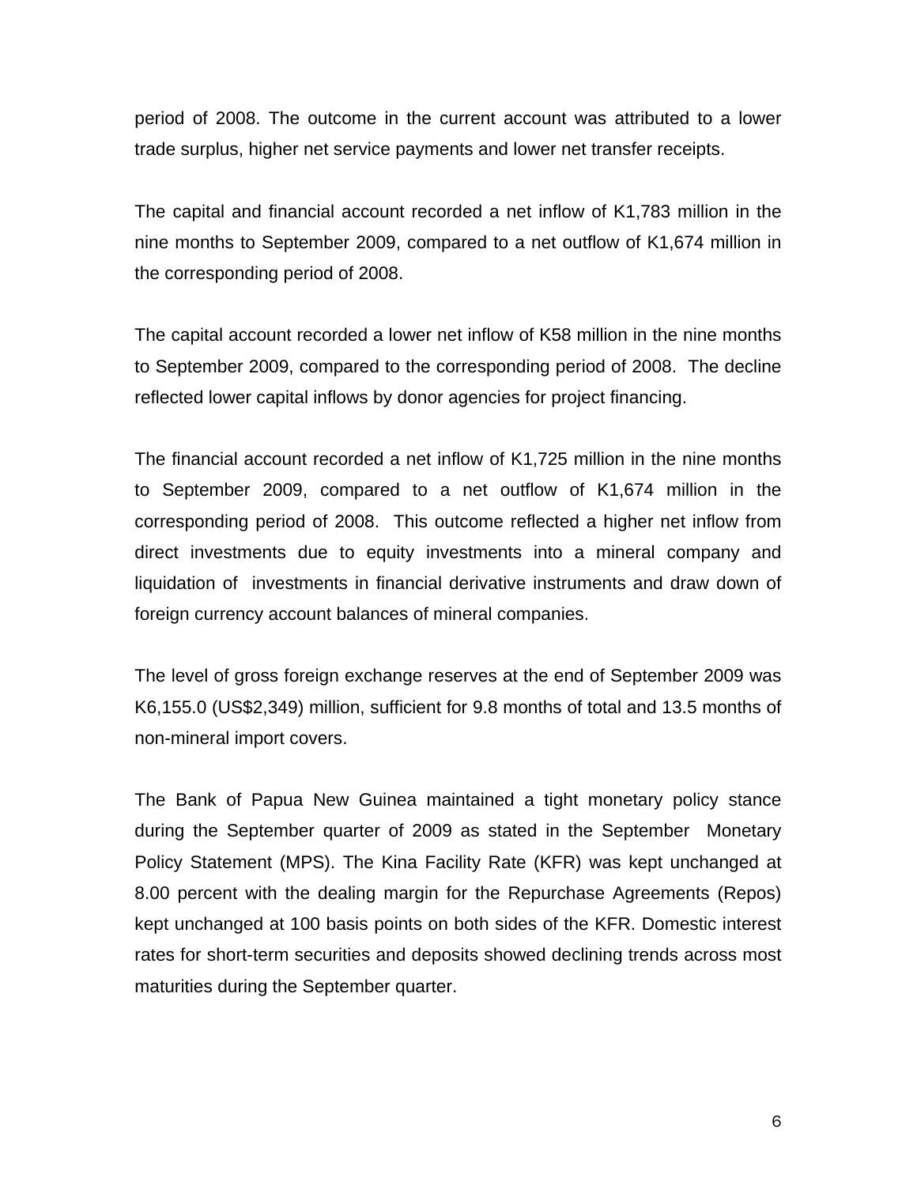period of 2008. The outcome in the current account was attributed to a lower trade surplus, higher net service payments and lower net transfer receipts.

The capital and financial account recorded a net inflow of K1,783 million in the nine months to September 2009, compared to a net outflow of K1,674 million in the corresponding period of 2008.

The capital account recorded a lower net inflow of K58 million in the nine months to September 2009, compared to the corresponding period of 2008. The decline reflected lower capital inflows by donor agencies for project financing.

The financial account recorded a net inflow of K1,725 million in the nine months to September 2009, compared to a net outflow of K1,674 million in the corresponding period of 2008. This outcome reflected a higher net inflow from direct investments due to equity investments into a mineral company and liquidation of investments in financial derivative instruments and draw down of foreign currency account balances of mineral companies.

The level of gross foreign exchange reserves at the end of September 2009 was K6,155.0 (US$2,349) million, sufficient for 9.8 months of total and 13.5 months of non-mineral import covers.

The Bank of Papua New Guinea maintained a tight monetary policy stance during the September quarter of 2009 as stated in the September Monetary Policy Statement (MPS). The Kina Facility Rate (KFR) was kept unchanged at 8.00 percent with the dealing margin for the Repurchase Agreements (Repos) kept unchanged at 100 basis points on both sides of the KFR. Domestic interest rates for short-term securities and deposits showed declining trends across most maturities during the September quarter.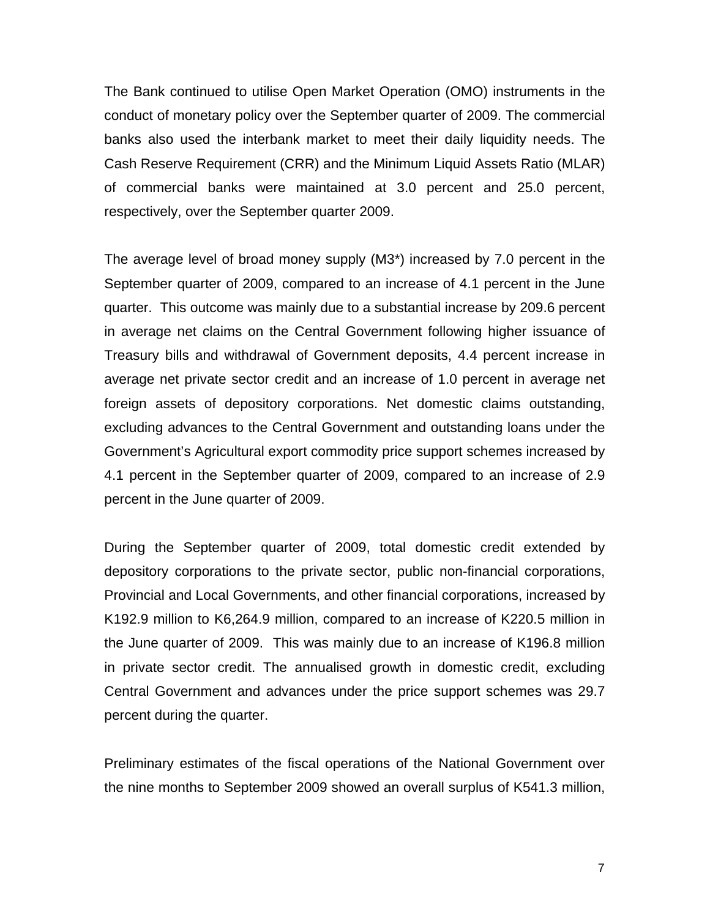The Bank continued to utilise Open Market Operation (OMO) instruments in the conduct of monetary policy over the September quarter of 2009. The commercial banks also used the interbank market to meet their daily liquidity needs. The Cash Reserve Requirement (CRR) and the Minimum Liquid Assets Ratio (MLAR) of commercial banks were maintained at 3.0 percent and 25.0 percent, respectively, over the September quarter 2009.

The average level of broad money supply (M3*) increased by 7.0 percent in the September quarter of 2009, compared to an increase of 4.1 percent in the June quarter. This outcome was mainly due to a substantial increase by 209.6 percent in average net claims on the Central Government following higher issuance of Treasury bills and withdrawal of Government deposits, 4.4 percent increase in average net private sector credit and an increase of 1.0 percent in average net foreign assets of depository corporations. Net domestic claims outstanding, excluding advances to the Central Government and outstanding loans under the Government's Agricultural export commodity price support schemes increased by 4.1 percent in the September quarter of 2009, compared to an increase of 2.9 percent in the June quarter of 2009.

During the September quarter of 2009, total domestic credit extended by depository corporations to the private sector, public non-financial corporations, Provincial and Local Governments, and other financial corporations, increased by K192.9 million to K6,264.9 million, compared to an increase of K220.5 million in the June quarter of 2009. This was mainly due to an increase of K196.8 million in private sector credit. The annualised growth in domestic credit, excluding Central Government and advances under the price support schemes was 29.7 percent during the quarter.

Preliminary estimates of the fiscal operations of the National Government over the nine months to September 2009 showed an overall surplus of K541.3 million,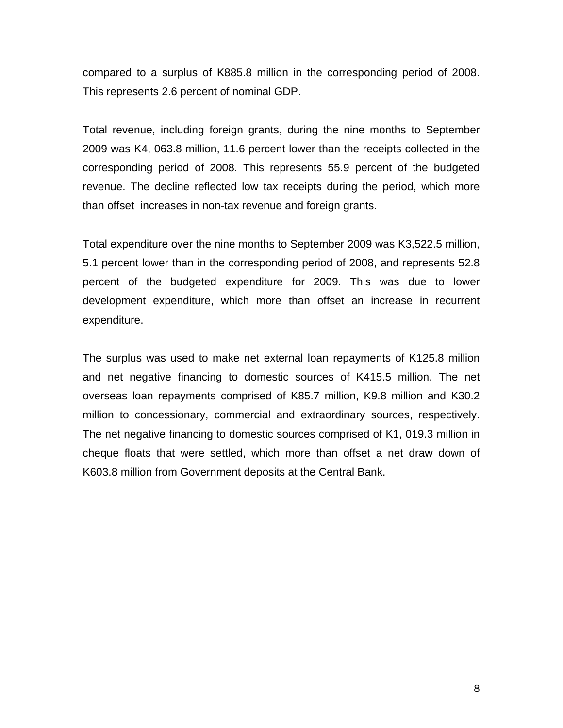compared to a surplus of K885.8 million in the corresponding period of 2008. This represents 2.6 percent of nominal GDP.

Total revenue, including foreign grants, during the nine months to September 2009 was K4, 063.8 million, 11.6 percent lower than the receipts collected in the corresponding period of 2008. This represents 55.9 percent of the budgeted revenue. The decline reflected low tax receipts during the period, which more than offset increases in non-tax revenue and foreign grants.

Total expenditure over the nine months to September 2009 was K3,522.5 million, 5.1 percent lower than in the corresponding period of 2008, and represents 52.8 percent of the budgeted expenditure for 2009. This was due to lower development expenditure, which more than offset an increase in recurrent expenditure.

The surplus was used to make net external loan repayments of K125.8 million and net negative financing to domestic sources of K415.5 million. The net overseas loan repayments comprised of K85.7 million, K9.8 million and K30.2 million to concessionary, commercial and extraordinary sources, respectively. The net negative financing to domestic sources comprised of K1, 019.3 million in cheque floats that were settled, which more than offset a net draw down of K603.8 million from Government deposits at the Central Bank.